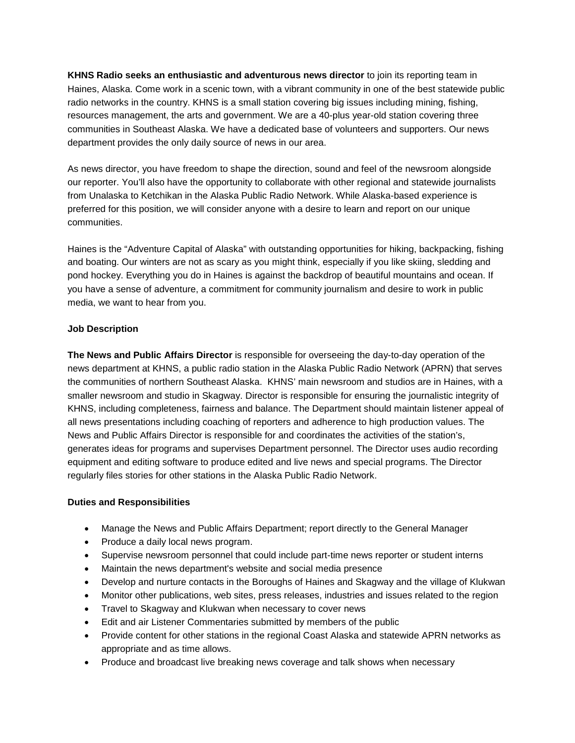**KHNS Radio seeks an enthusiastic and adventurous news director** to join its reporting team in Haines, Alaska. Come work in a scenic town, with a vibrant community in one of the best statewide public radio networks in the country. KHNS is a small station covering big issues including mining, fishing, resources management, the arts and government. We are a 40-plus year-old station covering three communities in Southeast Alaska. We have a dedicated base of volunteers and supporters. Our news department provides the only daily source of news in our area.

As news director, you have freedom to shape the direction, sound and feel of the newsroom alongside our reporter. You'll also have the opportunity to collaborate with other regional and statewide journalists from Unalaska to Ketchikan in the Alaska Public Radio Network. While Alaska-based experience is preferred for this position, we will consider anyone with a desire to learn and report on our unique communities.

Haines is the "Adventure Capital of Alaska" with outstanding opportunities for hiking, backpacking, fishing and boating. Our winters are not as scary as you might think, especially if you like skiing, sledding and pond hockey. Everything you do in Haines is against the backdrop of beautiful mountains and ocean. If you have a sense of adventure, a commitment for community journalism and desire to work in public media, we want to hear from you.

**Job Description**

**The News and Public Affairs Director** is responsible for overseeing the day-to-day operation of the news department at KHNS, a public radio station in the Alaska Public Radio Network (APRN) that serves the communities of northern Southeast Alaska. KHNS' main newsroom and studios are in Haines, with a smaller newsroom and studio in Skagway. Director is responsible for ensuring the journalistic integrity of KHNS, including completeness, fairness and balance. The Department should maintain listener appeal of all news presentations including coaching of reporters and adherence to high production values. The News and Public Affairs Director is responsible for and coordinates the activities of the station's, generates ideas for programs and supervises Department personnel. The Director uses audio recording equipment and editing software to produce edited and live news and special programs. The Director regularly files stories for other stations in the Alaska Public Radio Network.

**Duties and Responsibilities**

- Manage the News and Public Affairs Department; report directly to the General Manager
- Produce a daily local news program.
- Supervise newsroom personnel that could include part-time news reporter or student interns
- Maintain the news department's website and social media presence
- Develop and nurture contacts in the Boroughs of Haines and Skagway and the village of Klukwan
- Monitor other publications, web sites, press releases, industries and issues related to the region
- Travel to Skagway and Klukwan when necessary to cover news
- Edit and air Listener Commentaries submitted by members of the public
- Provide content for other stations in the regional Coast Alaska and statewide APRN networks as appropriate and as time allows.
- Produce and broadcast live breaking news coverage and talk shows when necessary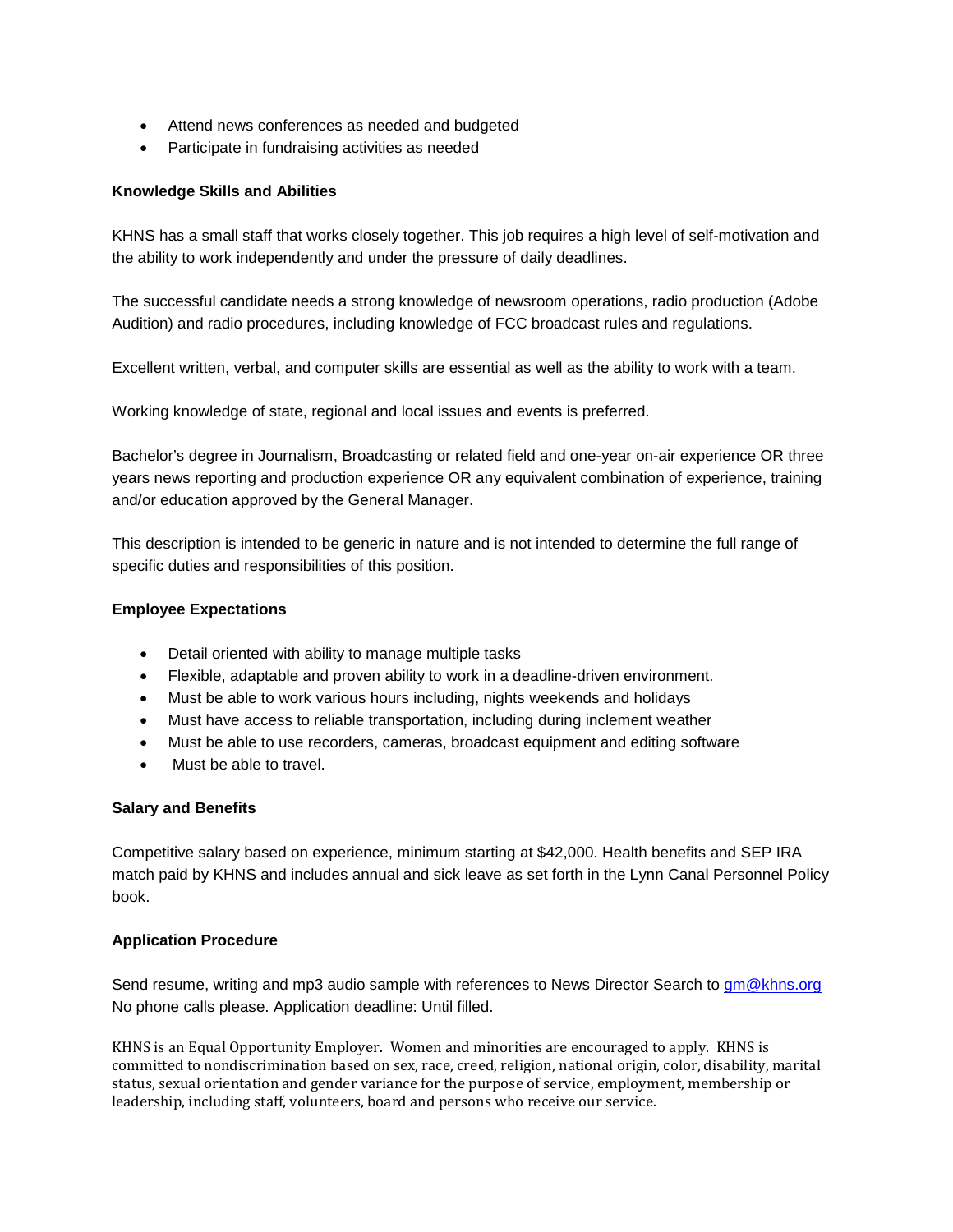- Attend news conferences as needed and budgeted
- Participate in fundraising activities as needed

**Knowledge Skills and Abilities**

KHNS has a small staff that works closely together. This job requires a high level of self-motivation and the ability to work independently and under the pressure of daily deadlines.

The successful candidate needs a strong knowledge of newsroom operations, radio production (Adobe Audition) and radio procedures, including knowledge of FCC broadcast rules and regulations.

Excellent written, verbal, and computer skills are essential as well as the ability to work with a team.

Working knowledge of state, regional and local issues and events is preferred.

Bachelor's degree in Journalism, Broadcasting or related field and one-year on-air experience OR three years news reporting and production experience OR any equivalent combination of experience, training and/or education approved by the General Manager.

This description is intended to be generic in nature and is not intended to determine the full range of specific duties and responsibilities of this position.

**Employee Expectations**

- Detail oriented with ability to manage multiple tasks
- Flexible, adaptable and proven ability to work in a deadline-driven environment.
- Must be able to work various hours including, nights weekends and holidays
- Must have access to reliable transportation, including during inclement weather
- Must be able to use recorders, cameras, broadcast equipment and editing software
- Must be able to travel.

**Salary and Benefits**

Competitive salary based on experience, minimum starting at $42,000. Health benefits and SEP IRA match paid by KHNS and includes annual and sick leave as set forth in the Lynn Canal Personnel Policy book.

**Application Procedure**

Send resume, writing and mp3 audio sample with references to News Director Search to gm@khns.org No phone calls please. Application deadline: Until filled.

KHNS is an Equal Opportunity Employer. Women and minorities are encouraged to apply. KHNS is committed to nondiscrimination based on sex, race, creed, religion, national origin, color, disability, marital status, sexual orientation and gender variance for the purpose of service, employment, membership or leadership, including staff, volunteers, board and persons who receive our service.